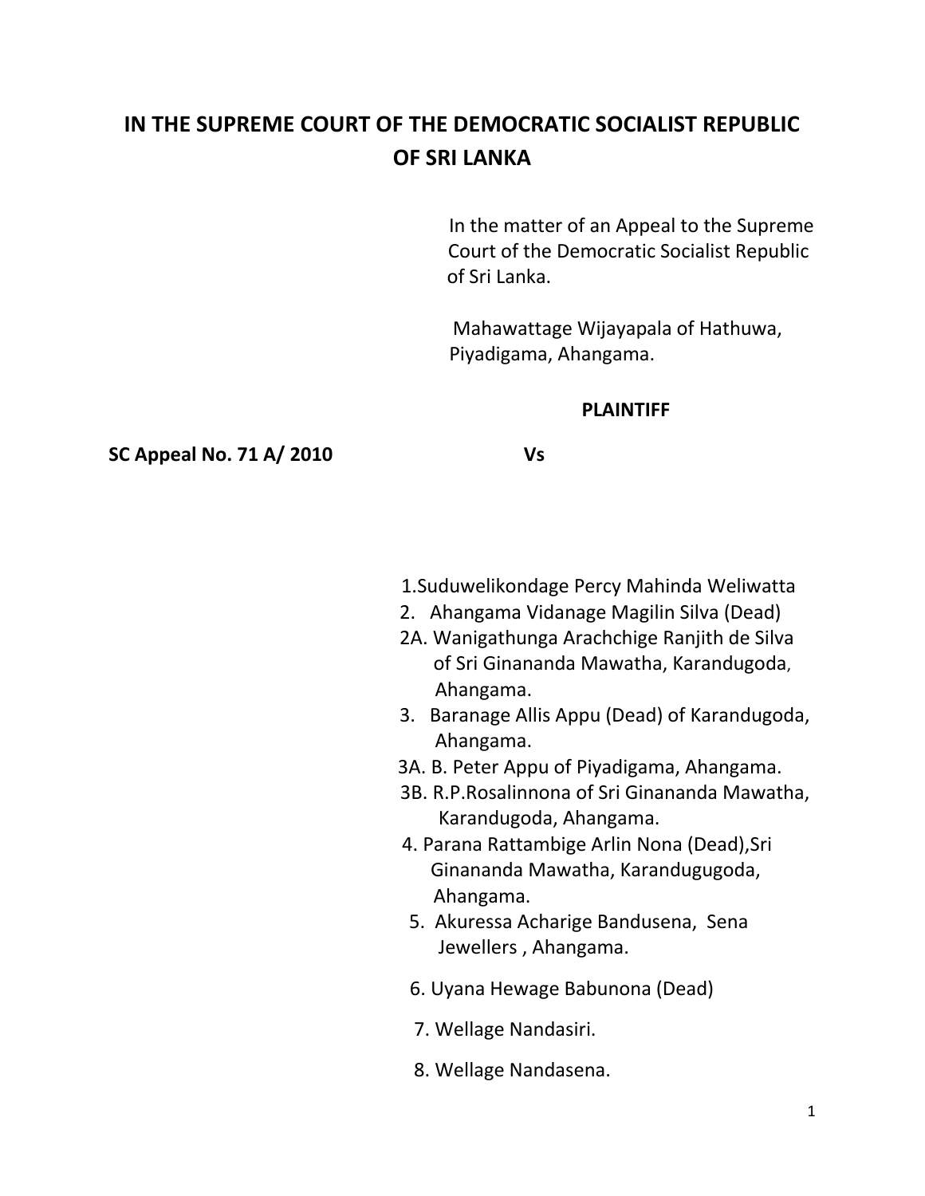# IN THE SUPREME COURT OF THE DEMOCRATIC SOCIALIST REPUBLIC OF SRI LANKA

In the matter of an Appeal to the Supreme Court of the Democratic Socialist Republic of Sri Lanka.

Mahawattage Wijayapala of Hathuwa, Piyadigama, Ahangama.

**PLAINTIFF**

**SC Appeal No. 71 A/ 2010** **Vs**

1. Suduwelikondage Percy Mahinda Weliwatta
2. Ahangama Vidanage Magilin Silva (Dead)

2A. Wanigathunga Arachchige Ranjith de Silva of Sri Ginananda Mawatha, Karandugoda, Ahangama.

3. Baranage Allis Appu (Dead) of Karandugoda, Ahangama.

3A. B. Peter Appu of Piyadigama, Ahangama.

3B. R.P.Rosalinnona of Sri Ginananda Mawatha, Karandugoda, Ahangama.

4. Parana Rattambige Arlin Nona (Dead),Sri Ginananda Mawatha, Karandugugoda, Ahangama.
5. Akuressa Acharige Bandusena, Sena Jewellers , Ahangama.
6. Uyana Hewage Babunona (Dead)
7. Wellage Nandasiri.
8. Wellage Nandasena.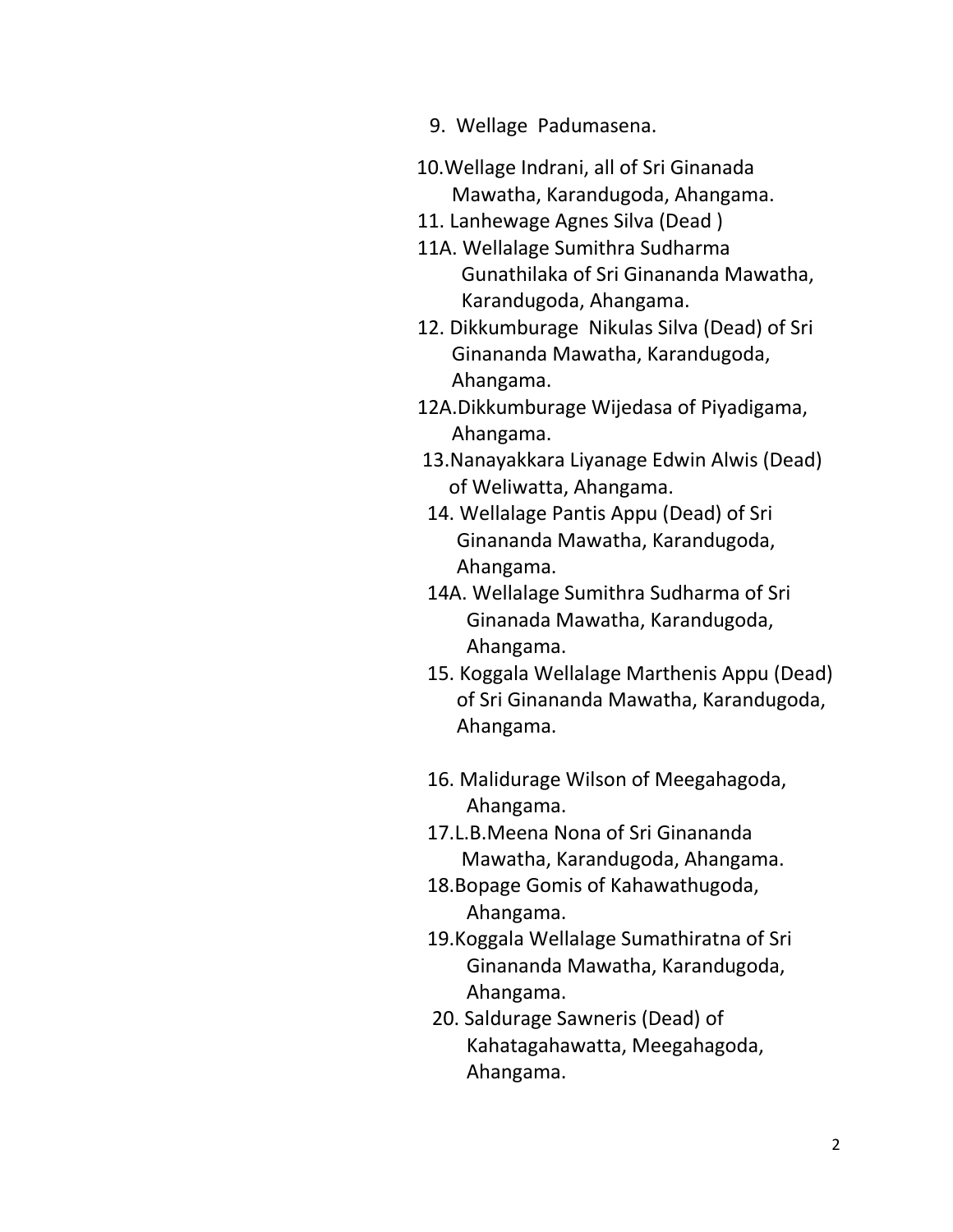9. Wellage Padumasena.

10. Wellage Indrani, all of Sri Ginanada Mawatha, Karandugoda, Ahangama.

11. Lanhewage Agnes Silva (Dead )

11A. Wellalage Sumithra Sudharma Gunathilaka of Sri Ginananda Mawatha, Karandugoda, Ahangama.

12. Dikkumburage Nikulas Silva (Dead) of Sri Ginananda Mawatha, Karandugoda, Ahangama.

12A. Dikkumburage Wijedasa of Piyadigama, Ahangama.

13. Nanayakkara Liyanage Edwin Alwis (Dead) of Weliwatta, Ahangama.

14. Wellalage Pantis Appu (Dead) of Sri Ginananda Mawatha, Karandugoda, Ahangama.

14A. Wellalage Sumithra Sudharma of Sri Ginanada Mawatha, Karandugoda, Ahangama.

15. Koggala Wellalage Marthenis Appu (Dead) of Sri Ginananda Mawatha, Karandugoda, Ahangama.

16. Malidurage Wilson of Meegahagoda, Ahangama.

17. L.B.Meena Nona of Sri Ginananda Mawatha, Karandugoda, Ahangama.

18. Bopage Gomis of Kahawathugoda, Ahangama.

19. Koggala Wellalage Sumathiratna of Sri Ginananda Mawatha, Karandugoda, Ahangama.

20. Saldurage Sawneris (Dead) of Kahatagahawatta, Meegahagoda, Ahangama.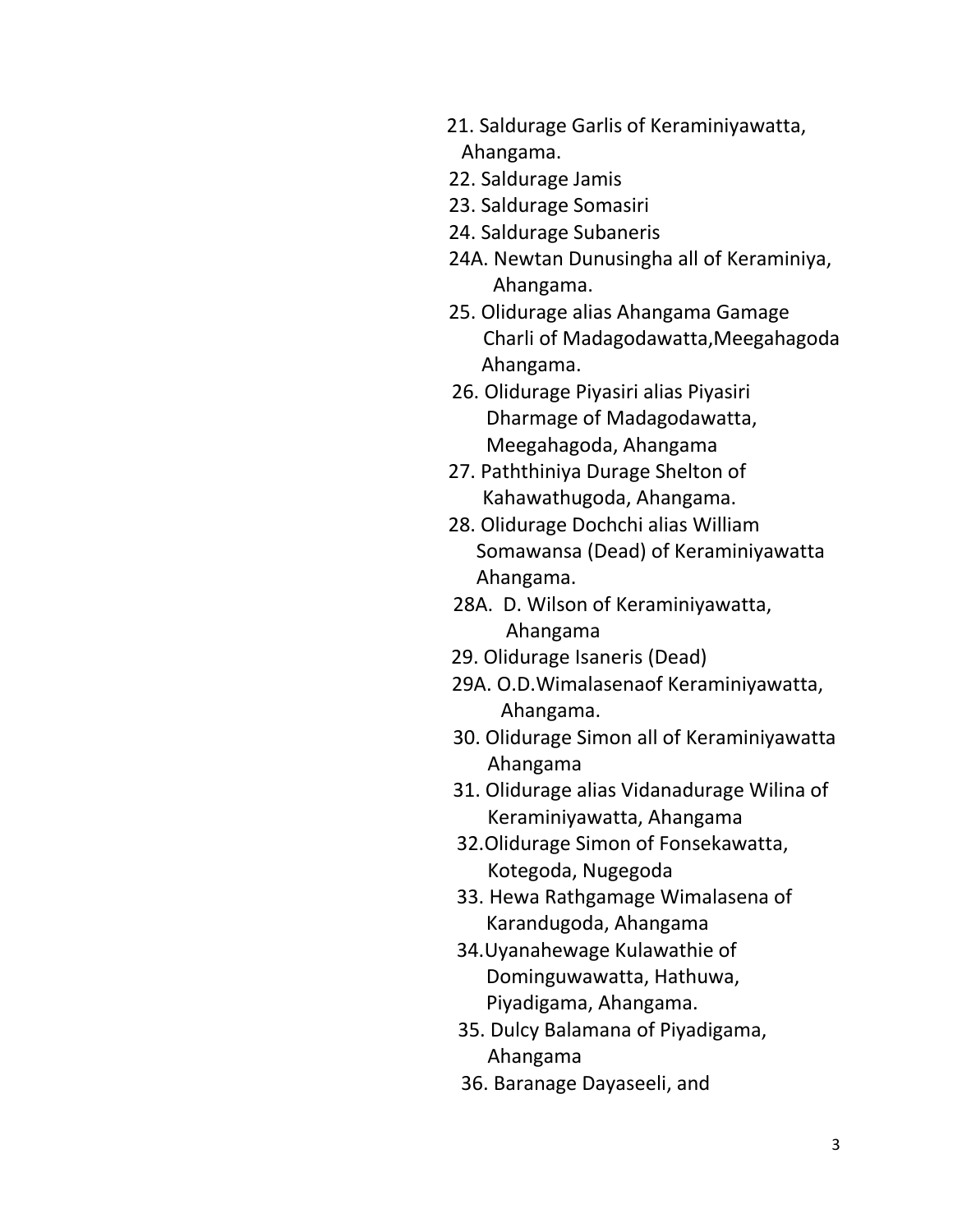21. Saldurage Garlis of Keraminiyawatta, Ahangama.
22. Saldurage Jamis
23. Saldurage Somasiri
24. Saldurage Subaneris
24A. Newtan Dunusingha all of Keraminiya, Ahangama.
25. Olidurage alias Ahangama Gamage Charli of Madagodawatta,Meegahagoda Ahangama.
26. Olidurage Piyasiri alias Piyasiri Dharmage of Madagodawatta, Meegahagoda, Ahangama
27. Paththiniya Durage Shelton of Kahawathugoda, Ahangama.
28. Olidurage Dochchi alias William Somawansa (Dead) of Keraminiyawatta Ahangama.
28A. D. Wilson of Keraminiyawatta, Ahangama
29. Olidurage Isaneris (Dead)
29A. O.D.Wimalasenaof Keraminiyawatta, Ahangama.
30. Olidurage Simon all of Keraminiyawatta Ahangama
31. Olidurage alias Vidanadurage Wilina of Keraminiyawatta, Ahangama
32.Olidurage Simon of Fonsekawatta, Kotegoda, Nugegoda
33. Hewa Rathgamage Wimalasena of Karandugoda, Ahangama
34.Uyanahewage Kulawathie of Dominguwawatta, Hathuwa, Piyadigama, Ahangama.
35. Dulcy Balamana of Piyadigama, Ahangama
36. Baranage Dayaseeli, and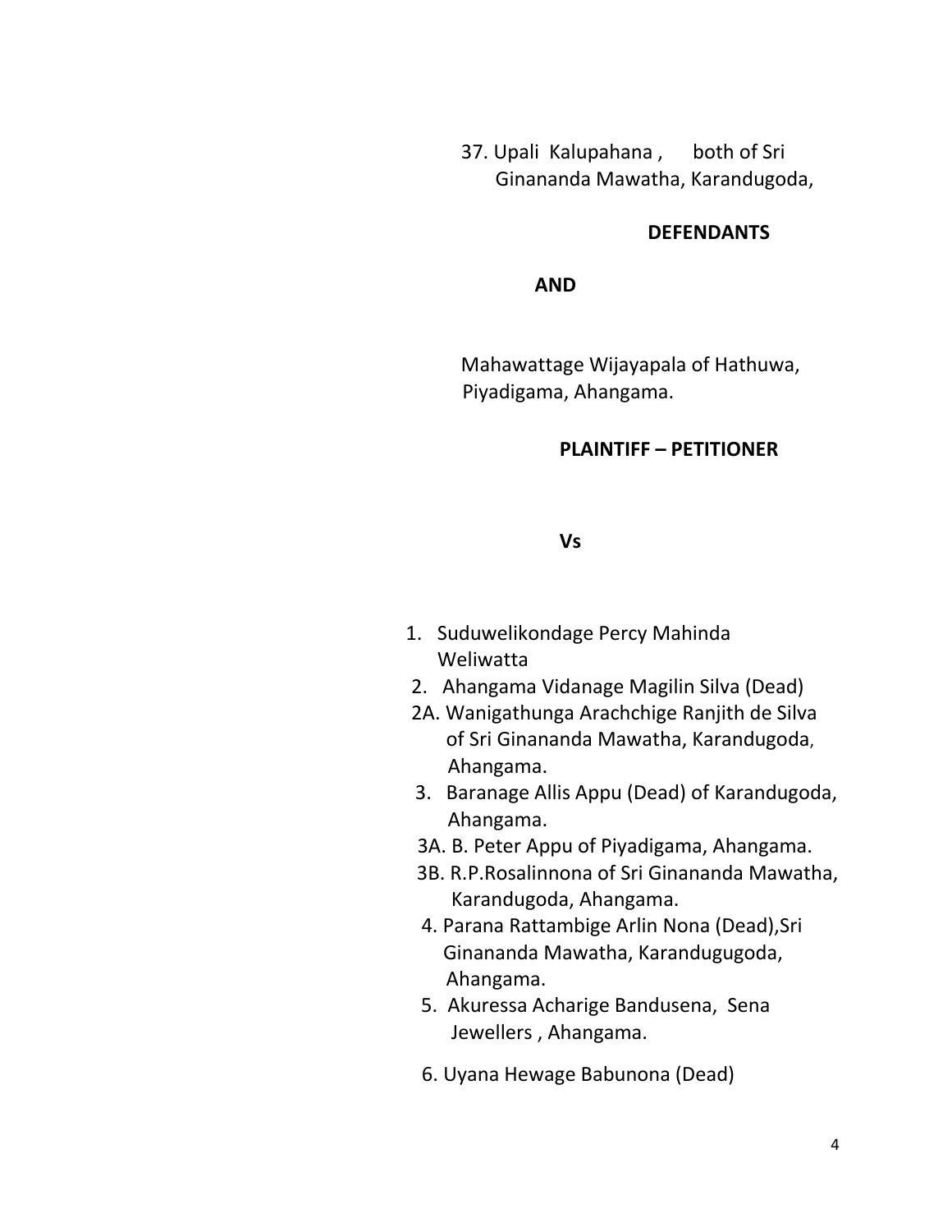37. Upali Kalupahana , both of Sri Ginananda Mawatha, Karandugoda,

**DEFENDANTS**

**AND**

Mahawattage Wijayapala of Hathuwa, Piyadigama, Ahangama.

**PLAINTIFF – PETITIONER**

**Vs**

1. Suduwelikondage Percy Mahinda Weliwatta
2. Ahangama Vidanage Magilin Silva (Dead)

2A. Wanigathunga Arachchige Ranjith de Silva of Sri Ginananda Mawatha, Karandugoda, Ahangama.

3. Baranage Allis Appu (Dead) of Karandugoda, Ahangama.

3A. B. Peter Appu of Piyadigama, Ahangama.

3B. R.P.Rosalinnona of Sri Ginananda Mawatha, Karandugoda, Ahangama.

4. Parana Rattambige Arlin Nona (Dead),Sri Ginananda Mawatha, Karandugugoda, Ahangama.
5. Akuressa Acharige Bandusena, Sena Jewellers , Ahangama.
6. Uyana Hewage Babunona (Dead)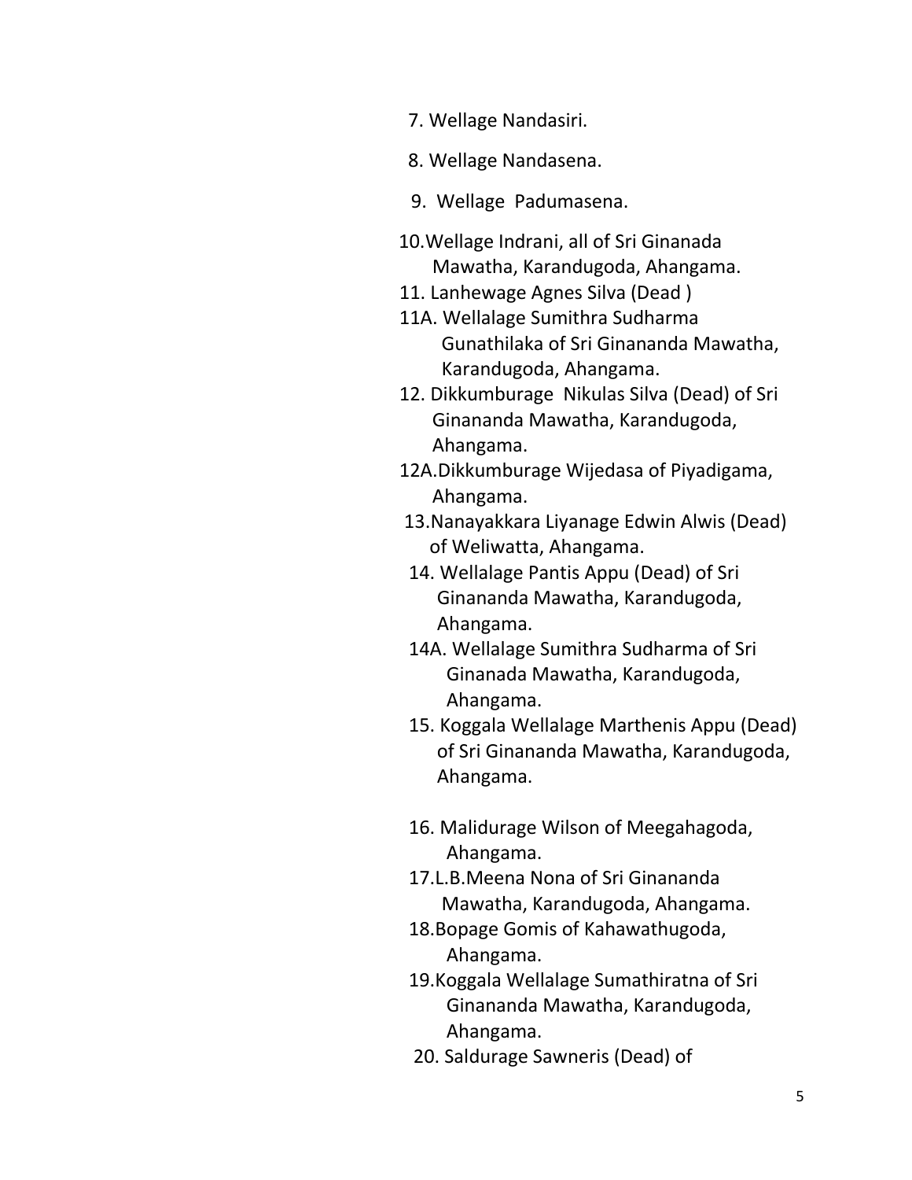7. Wellage Nandasiri.

8. Wellage Nandasena.

9. Wellage Padumasena.

10. Wellage Indrani, all of Sri Ginanada Mawatha, Karandugoda, Ahangama.

11. Lanhewage Agnes Silva (Dead )

11A. Wellalage Sumithra Sudharma Gunathilaka of Sri Ginananda Mawatha, Karandugoda, Ahangama.

12. Dikkumburage Nikulas Silva (Dead) of Sri Ginananda Mawatha, Karandugoda, Ahangama.

12A. Dikkumburage Wijedasa of Piyadigama, Ahangama.

13. Nanayakkara Liyanage Edwin Alwis (Dead) of Weliwatta, Ahangama.

14. Wellalage Pantis Appu (Dead) of Sri Ginananda Mawatha, Karandugoda, Ahangama.

14A. Wellalage Sumithra Sudharma of Sri Ginanada Mawatha, Karandugoda, Ahangama.

15. Koggala Wellalage Marthenis Appu (Dead) of Sri Ginananda Mawatha, Karandugoda, Ahangama.

16. Malidurage Wilson of Meegahagoda, Ahangama.

17. L.B.Meena Nona of Sri Ginananda Mawatha, Karandugoda, Ahangama.

18. Bopage Gomis of Kahawathugoda, Ahangama.

19. Koggala Wellalage Sumathiratna of Sri Ginananda Mawatha, Karandugoda, Ahangama.

20. Saldurage Sawneris (Dead) of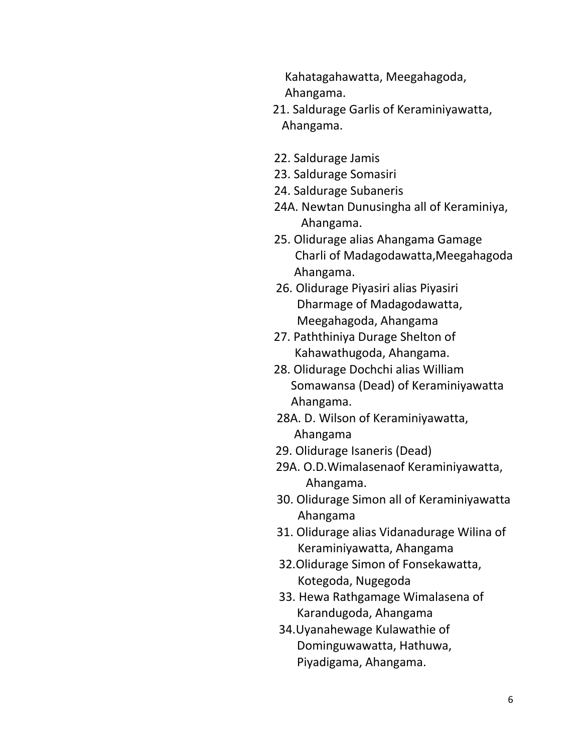Kahatagahawatta, Meegahagoda,
Ahangama.

21. Saldurage Garlis of Keraminiyawatta, Ahangama.

22. Saldurage Jamis
23. Saldurage Somasiri
24. Saldurage Subaneris

24A. Newtan Dunusingha all of Keraminiya, Ahangama.

25. Olidurage alias Ahangama Gamage Charli of Madagodawatta,Meegahagoda Ahangama.
26. Olidurage Piyasiri alias Piyasiri Dharmage of Madagodawatta, Meegahagoda, Ahangama
27. Paththiniya Durage Shelton of Kahawathugoda, Ahangama.
28. Olidurage Dochchi alias William Somawansa (Dead) of Keraminiyawatta Ahangama.

28A. D. Wilson of Keraminiyawatta, Ahangama

29. Olidurage Isaneris (Dead)

29A. O.D.Wimalasenaof Keraminiyawatta, Ahangama.

30. Olidurage Simon all of Keraminiyawatta Ahangama
31. Olidurage alias Vidanadurage Wilina of Keraminiyawatta, Ahangama
32. Olidurage Simon of Fonsekawatta, Kotegoda, Nugegoda
33. Hewa Rathgamage Wimalasena of Karandugoda, Ahangama
34. Uyanahewage Kulawathie of Dominguwawatta, Hathuwa, Piyadigama, Ahangama.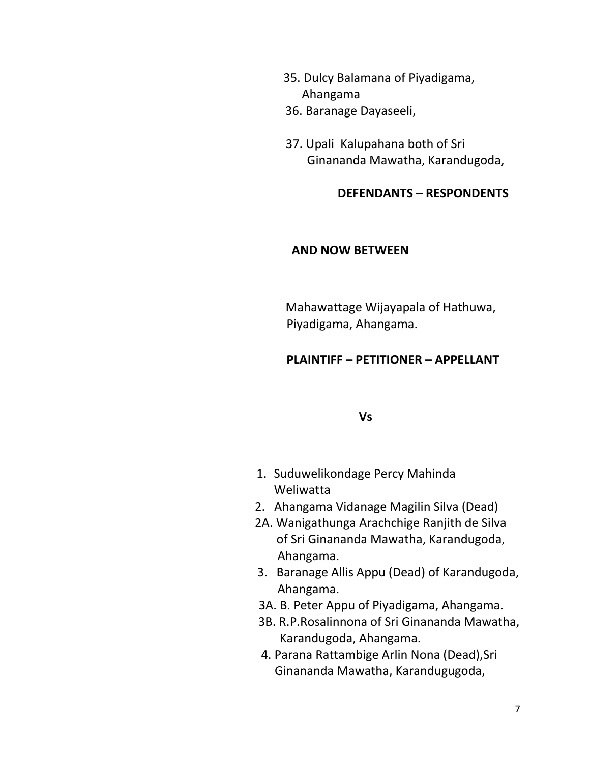35. Dulcy Balamana of Piyadigama, Ahangama
36. Baranage Dayaseeli,

37. Upali Kalupahana both of Sri Ginananda Mawatha, Karandugoda,

**DEFENDANTS – RESPONDENTS**

**AND NOW BETWEEN**

Mahawattage Wijayapala of Hathuwa, Piyadigama, Ahangama.

**PLAINTIFF – PETITIONER – APPELLANT**

**Vs**

1. Suduwelikondage Percy Mahinda Weliwatta
2. Ahangama Vidanage Magilin Silva (Dead)

2A. Wanigathunga Arachchige Ranjith de Silva of Sri Ginananda Mawatha, Karandugoda, Ahangama.

3. Baranage Allis Appu (Dead) of Karandugoda, Ahangama.

3A. B. Peter Appu of Piyadigama, Ahangama.

3B. R.P.Rosalinnona of Sri Ginananda Mawatha, Karandugoda, Ahangama.

4. Parana Rattambige Arlin Nona (Dead),Sri Ginananda Mawatha, Karandugugoda,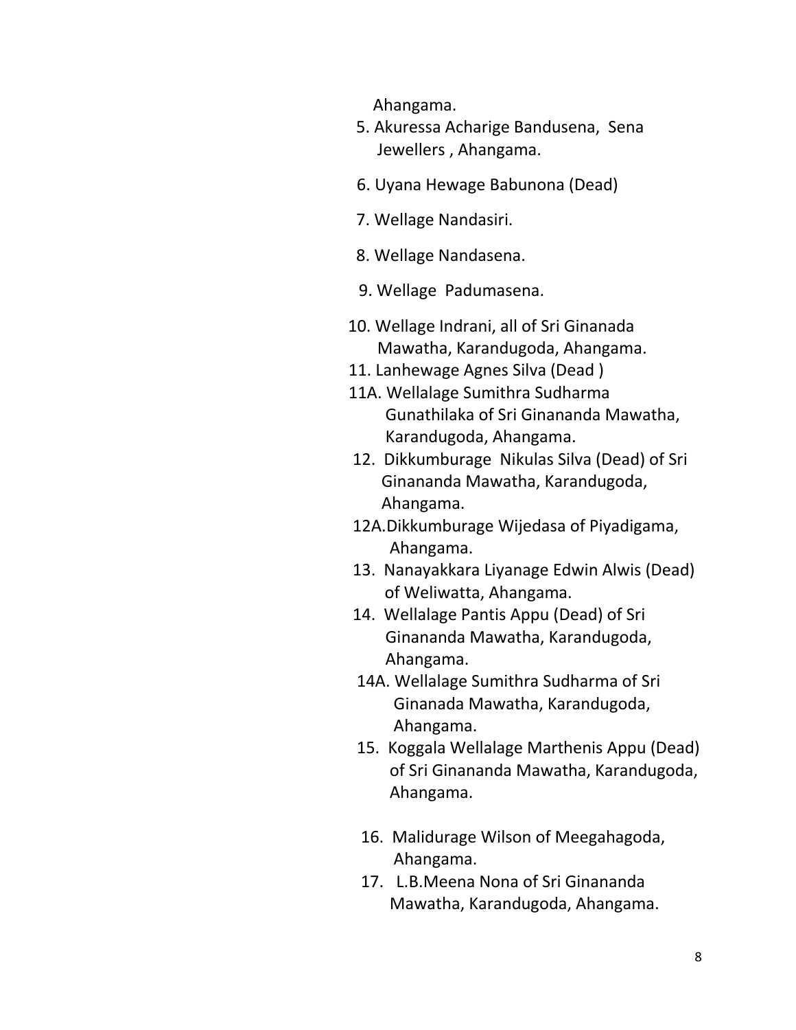Ahangama.

5. Akuressa Acharige Bandusena, Sena Jewellers , Ahangama.

6. Uyana Hewage Babunona (Dead)

7. Wellage Nandasiri.

8. Wellage Nandasena.

9. Wellage Padumasena.

10. Wellage Indrani, all of Sri Ginanada Mawatha, Karandugoda, Ahangama.

11. Lanhewage Agnes Silva (Dead )

11A. Wellalage Sumithra Sudharma Gunathilaka of Sri Ginananda Mawatha, Karandugoda, Ahangama.

12. Dikkumburage Nikulas Silva (Dead) of Sri Ginananda Mawatha, Karandugoda, Ahangama.

12A. Dikkumburage Wijedasa of Piyadigama, Ahangama.

13. Nanayakkara Liyanage Edwin Alwis (Dead) of Weliwatta, Ahangama.

14. Wellalage Pantis Appu (Dead) of Sri Ginananda Mawatha, Karandugoda, Ahangama.

14A. Wellalage Sumithra Sudharma of Sri Ginanada Mawatha, Karandugoda, Ahangama.

15. Koggala Wellalage Marthenis Appu (Dead) of Sri Ginananda Mawatha, Karandugoda, Ahangama.

16. Malidurage Wilson of Meegahagoda, Ahangama.

17. L.B.Meena Nona of Sri Ginananda Mawatha, Karandugoda, Ahangama.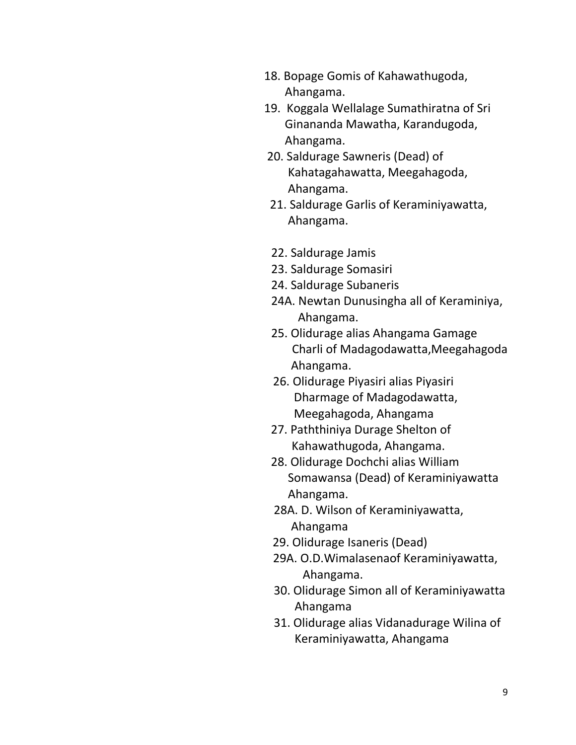18. Bopage Gomis of Kahawathugoda, Ahangama.
19. Koggala Wellalage Sumathiratna of Sri Ginananda Mawatha, Karandugoda, Ahangama.
20. Saldurage Sawneris (Dead) of Kahatagahawatta, Meegahagoda, Ahangama.
21. Saldurage Garlis of Keraminiyawatta, Ahangama.

22. Saldurage Jamis
23. Saldurage Somasiri
24. Saldurage Subaneris

24A. Newtan Dunusingha all of Keraminiya, Ahangama.

25. Olidurage alias Ahangama Gamage Charli of Madagodawatta,Meegahagoda Ahangama.
26. Olidurage Piyasiri alias Piyasiri Dharmage of Madagodawatta, Meegahagoda, Ahangama
27. Paththiniya Durage Shelton of Kahawathugoda, Ahangama.
28. Olidurage Dochchi alias William Somawansa (Dead) of Keraminiyawatta Ahangama.

28A. D. Wilson of Keraminiyawatta, Ahangama

29. Olidurage Isaneris (Dead)

29A. O.D.Wimalasenaof Keraminiyawatta, Ahangama.

30. Olidurage Simon all of Keraminiyawatta Ahangama
31. Olidurage alias Vidanadurage Wilina of Keraminiyawatta, Ahangama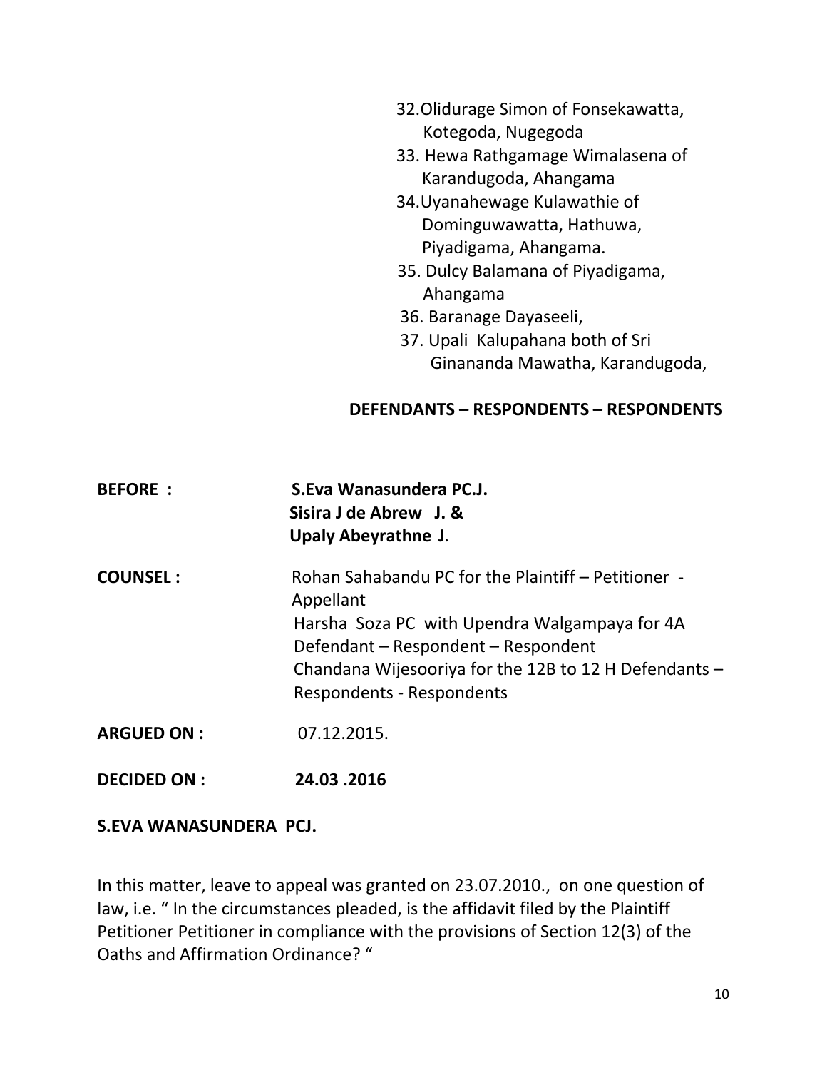32.Olidurage Simon of Fonsekawatta,
Kotegoda, Nugegoda

33. Hewa Rathgamage Wimalasena of
Karandugoda, Ahangama

34.Uyanahewage Kulawathie of
Dominguwawatta, Hathuwa,
Piyadigama, Ahangama.

35. Dulcy Balamana of Piyadigama,
Ahangama

36. Baranage Dayaseeli,

37. Upali Kalupahana both of Sri
Ginananda Mawatha, Karandugoda,

**DEFENDANTS – RESPONDENTS – RESPONDENTS**

**BEFORE :** **S.Eva Wanasundera PC.J.**
**Sisira J de Abrew J. &**
**Upaly Abeyrathne J**.

**COUNSEL :** Rohan Sahabandu PC for the Plaintiff – Petitioner - Appellant
Harsha Soza PC with Upendra Walgampaya for 4A Defendant – Respondent – Respondent
Chandana Wijesooriya for the 12B to 12 H Defendants – Respondents - Respondents

**ARGUED ON :** 07.12.2015.

**DECIDED ON :** **24.03 .2016**

**S.EVA WANASUNDERA PCJ.**

In this matter, leave to appeal was granted on 23.07.2010., on one question of law, i.e. " In the circumstances pleaded, is the affidavit filed by the Plaintiff Petitioner Petitioner in compliance with the provisions of Section 12(3) of the Oaths and Affirmation Ordinance? "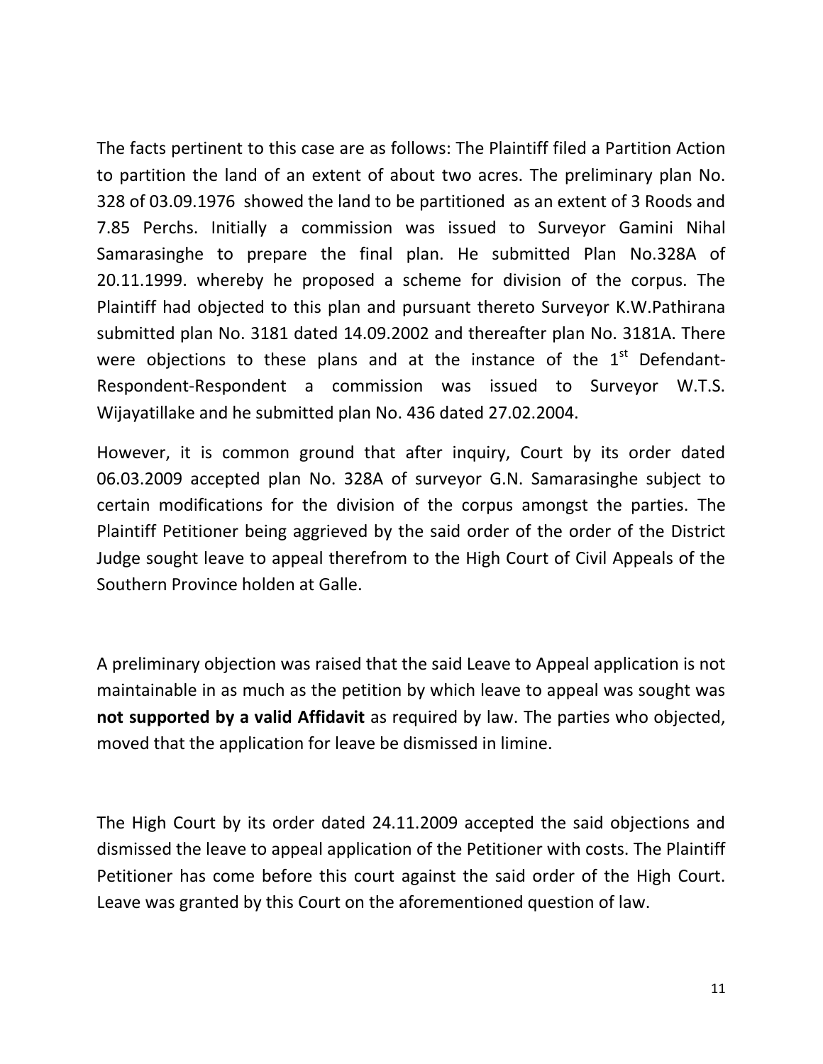The facts pertinent to this case are as follows: The Plaintiff filed a Partition Action to partition the land of an extent of about two acres. The preliminary plan No. 328 of 03.09.1976 showed the land to be partitioned as an extent of 3 Roods and 7.85 Perchs. Initially a commission was issued to Surveyor Gamini Nihal Samarasinghe to prepare the final plan. He submitted Plan No.328A of 20.11.1999. whereby he proposed a scheme for division of the corpus. The Plaintiff had objected to this plan and pursuant thereto Surveyor K.W.Pathirana submitted plan No. 3181 dated 14.09.2002 and thereafter plan No. 3181A. There were objections to these plans and at the instance of the 1st Defendant-Respondent-Respondent a commission was issued to Surveyor W.T.S. Wijayatillake and he submitted plan No. 436 dated 27.02.2004.

However, it is common ground that after inquiry, Court by its order dated 06.03.2009 accepted plan No. 328A of surveyor G.N. Samarasinghe subject to certain modifications for the division of the corpus amongst the parties. The Plaintiff Petitioner being aggrieved by the said order of the order of the District Judge sought leave to appeal therefrom to the High Court of Civil Appeals of the Southern Province holden at Galle.

A preliminary objection was raised that the said Leave to Appeal application is not maintainable in as much as the petition by which leave to appeal was sought was **not supported by a valid Affidavit** as required by law. The parties who objected, moved that the application for leave be dismissed in limine.

The High Court by its order dated 24.11.2009 accepted the said objections and dismissed the leave to appeal application of the Petitioner with costs. The Plaintiff Petitioner has come before this court against the said order of the High Court. Leave was granted by this Court on the aforementioned question of law.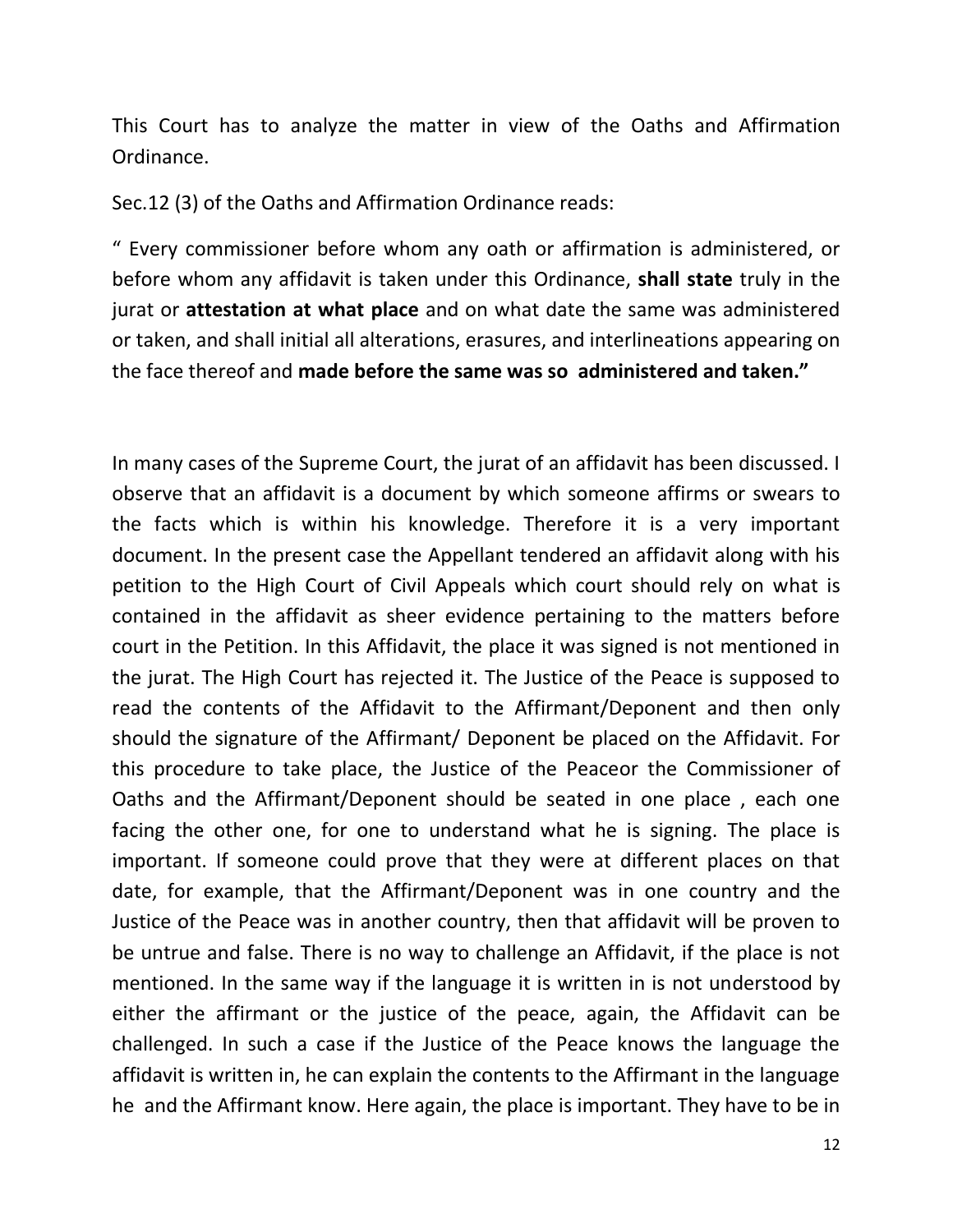This Court has to analyze the matter in view of the Oaths and Affirmation Ordinance.

Sec.12 (3) of the Oaths and Affirmation Ordinance reads:

" Every commissioner before whom any oath or affirmation is administered, or before whom any affidavit is taken under this Ordinance, **shall state** truly in the jurat or **attestation at what place** and on what date the same was administered or taken, and shall initial all alterations, erasures, and interlineations appearing on the face thereof and **made before the same was so administered and taken."**

In many cases of the Supreme Court, the jurat of an affidavit has been discussed. I observe that an affidavit is a document by which someone affirms or swears to the facts which is within his knowledge. Therefore it is a very important document. In the present case the Appellant tendered an affidavit along with his petition to the High Court of Civil Appeals which court should rely on what is contained in the affidavit as sheer evidence pertaining to the matters before court in the Petition. In this Affidavit, the place it was signed is not mentioned in the jurat. The High Court has rejected it. The Justice of the Peace is supposed to read the contents of the Affidavit to the Affirmant/Deponent and then only should the signature of the Affirmant/ Deponent be placed on the Affidavit. For this procedure to take place, the Justice of the Peaceor the Commissioner of Oaths and the Affirmant/Deponent should be seated in one place , each one facing the other one, for one to understand what he is signing. The place is important. If someone could prove that they were at different places on that date, for example, that the Affirmant/Deponent was in one country and the Justice of the Peace was in another country, then that affidavit will be proven to be untrue and false. There is no way to challenge an Affidavit, if the place is not mentioned. In the same way if the language it is written in is not understood by either the affirmant or the justice of the peace, again, the Affidavit can be challenged. In such a case if the Justice of the Peace knows the language the affidavit is written in, he can explain the contents to the Affirmant in the language he and the Affirmant know. Here again, the place is important. They have to be in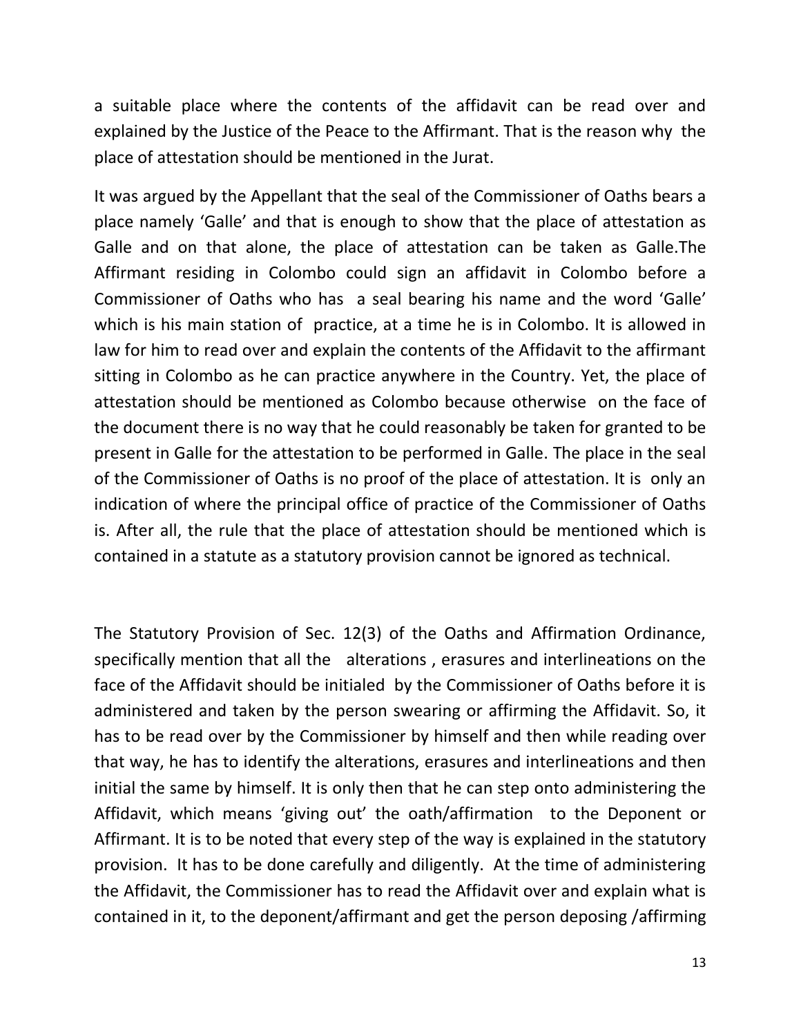a suitable place where the contents of the affidavit can be read over and explained by the Justice of the Peace to the Affirmant. That is the reason why the place of attestation should be mentioned in the Jurat.

It was argued by the Appellant that the seal of the Commissioner of Oaths bears a place namely 'Galle' and that is enough to show that the place of attestation as Galle and on that alone, the place of attestation can be taken as Galle.The Affirmant residing in Colombo could sign an affidavit in Colombo before a Commissioner of Oaths who has a seal bearing his name and the word 'Galle' which is his main station of practice, at a time he is in Colombo. It is allowed in law for him to read over and explain the contents of the Affidavit to the affirmant sitting in Colombo as he can practice anywhere in the Country. Yet, the place of attestation should be mentioned as Colombo because otherwise on the face of the document there is no way that he could reasonably be taken for granted to be present in Galle for the attestation to be performed in Galle. The place in the seal of the Commissioner of Oaths is no proof of the place of attestation. It is only an indication of where the principal office of practice of the Commissioner of Oaths is. After all, the rule that the place of attestation should be mentioned which is contained in a statute as a statutory provision cannot be ignored as technical.

The Statutory Provision of Sec. 12(3) of the Oaths and Affirmation Ordinance, specifically mention that all the alterations , erasures and interlineations on the face of the Affidavit should be initialed by the Commissioner of Oaths before it is administered and taken by the person swearing or affirming the Affidavit. So, it has to be read over by the Commissioner by himself and then while reading over that way, he has to identify the alterations, erasures and interlineations and then initial the same by himself. It is only then that he can step onto administering the Affidavit, which means 'giving out' the oath/affirmation to the Deponent or Affirmant. It is to be noted that every step of the way is explained in the statutory provision. It has to be done carefully and diligently. At the time of administering the Affidavit, the Commissioner has to read the Affidavit over and explain what is contained in it, to the deponent/affirmant and get the person deposing /affirming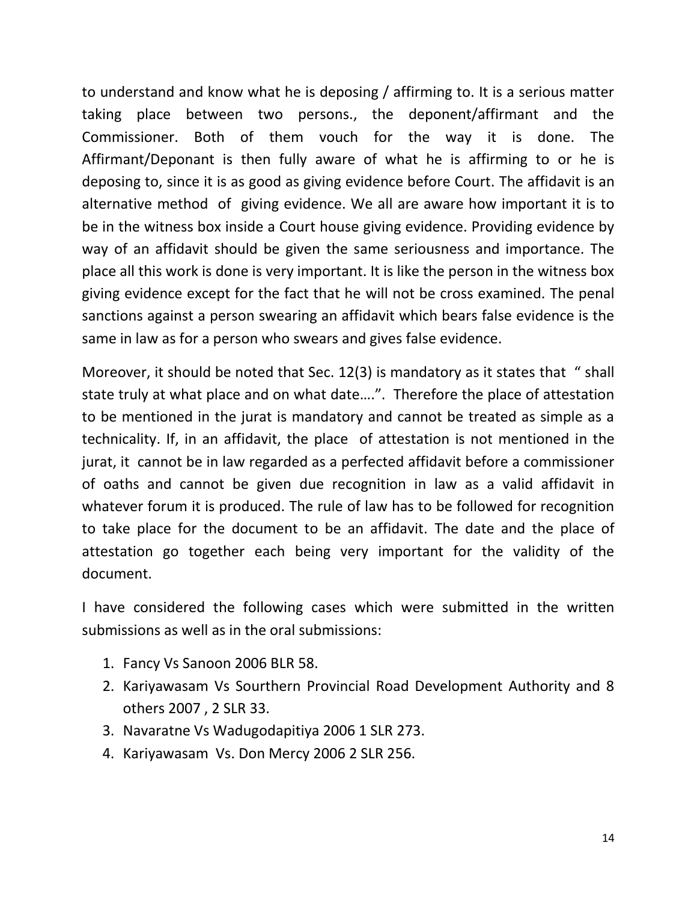to understand and know what he is deposing / affirming to. It is a serious matter taking place between two persons., the deponent/affirmant and the Commissioner. Both of them vouch for the way it is done. The Affirmant/Deponant is then fully aware of what he is affirming to or he is deposing to, since it is as good as giving evidence before Court. The affidavit is an alternative method of giving evidence. We all are aware how important it is to be in the witness box inside a Court house giving evidence. Providing evidence by way of an affidavit should be given the same seriousness and importance. The place all this work is done is very important. It is like the person in the witness box giving evidence except for the fact that he will not be cross examined. The penal sanctions against a person swearing an affidavit which bears false evidence is the same in law as for a person who swears and gives false evidence.

Moreover, it should be noted that Sec. 12(3) is mandatory as it states that " shall state truly at what place and on what date….". Therefore the place of attestation to be mentioned in the jurat is mandatory and cannot be treated as simple as a technicality. If, in an affidavit, the place of attestation is not mentioned in the jurat, it cannot be in law regarded as a perfected affidavit before a commissioner of oaths and cannot be given due recognition in law as a valid affidavit in whatever forum it is produced. The rule of law has to be followed for recognition to take place for the document to be an affidavit. The date and the place of attestation go together each being very important for the validity of the document.

I have considered the following cases which were submitted in the written submissions as well as in the oral submissions:

1. Fancy Vs Sanoon 2006 BLR 58.
2. Kariyawasam Vs Sourthern Provincial Road Development Authority and 8 others 2007 , 2 SLR 33.
3. Navaratne Vs Wadugodapitiya 2006 1 SLR 273.
4. Kariyawasam Vs. Don Mercy 2006 2 SLR 256.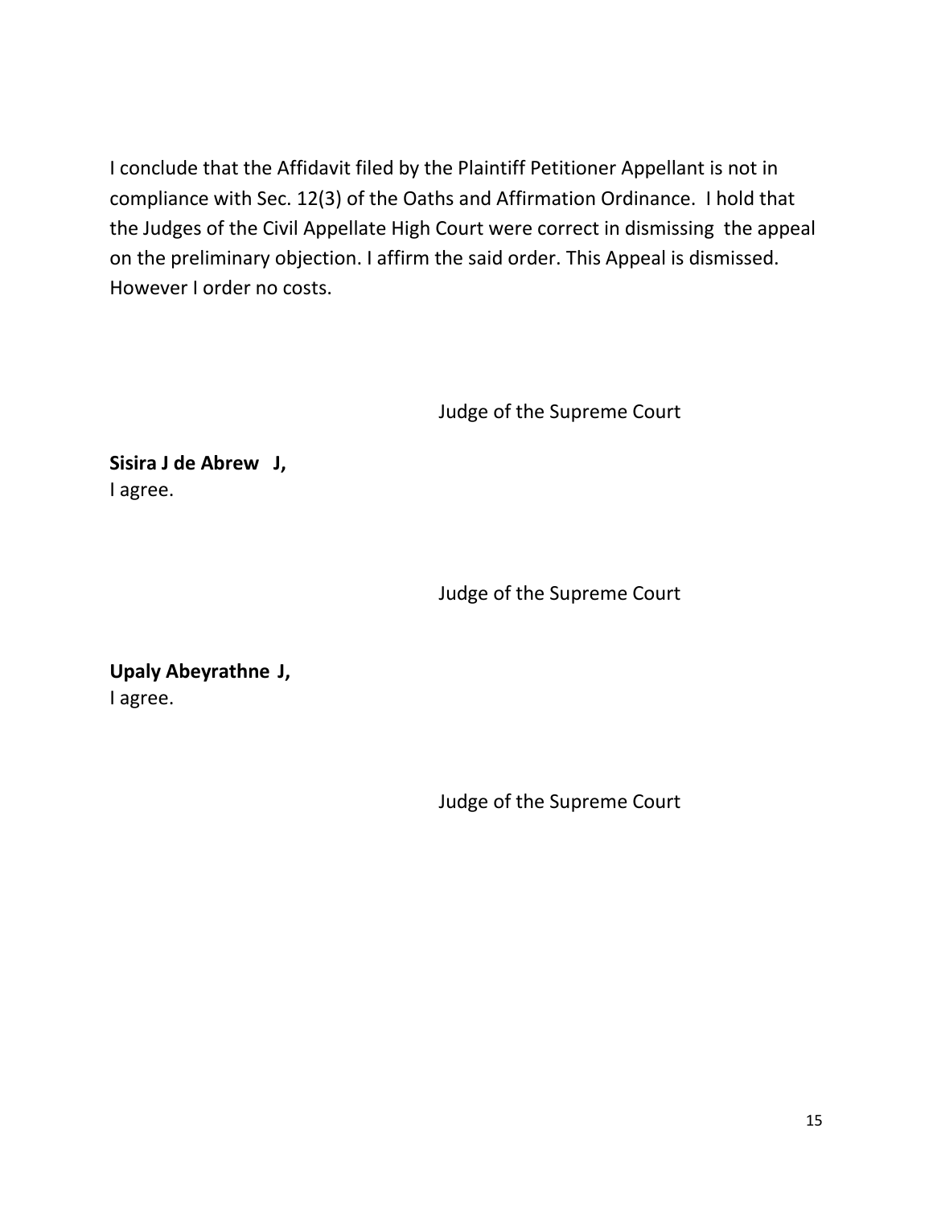I conclude that the Affidavit filed by the Plaintiff Petitioner Appellant is not in compliance with Sec. 12(3) of the Oaths and Affirmation Ordinance. I hold that the Judges of the Civil Appellate High Court were correct in dismissing the appeal on the preliminary objection. I affirm the said order. This Appeal is dismissed. However I order no costs.

Judge of the Supreme Court

**Sisira J de Abrew J,**
I agree.

Judge of the Supreme Court

**Upaly Abeyrathne J,**
I agree.

Judge of the Supreme Court